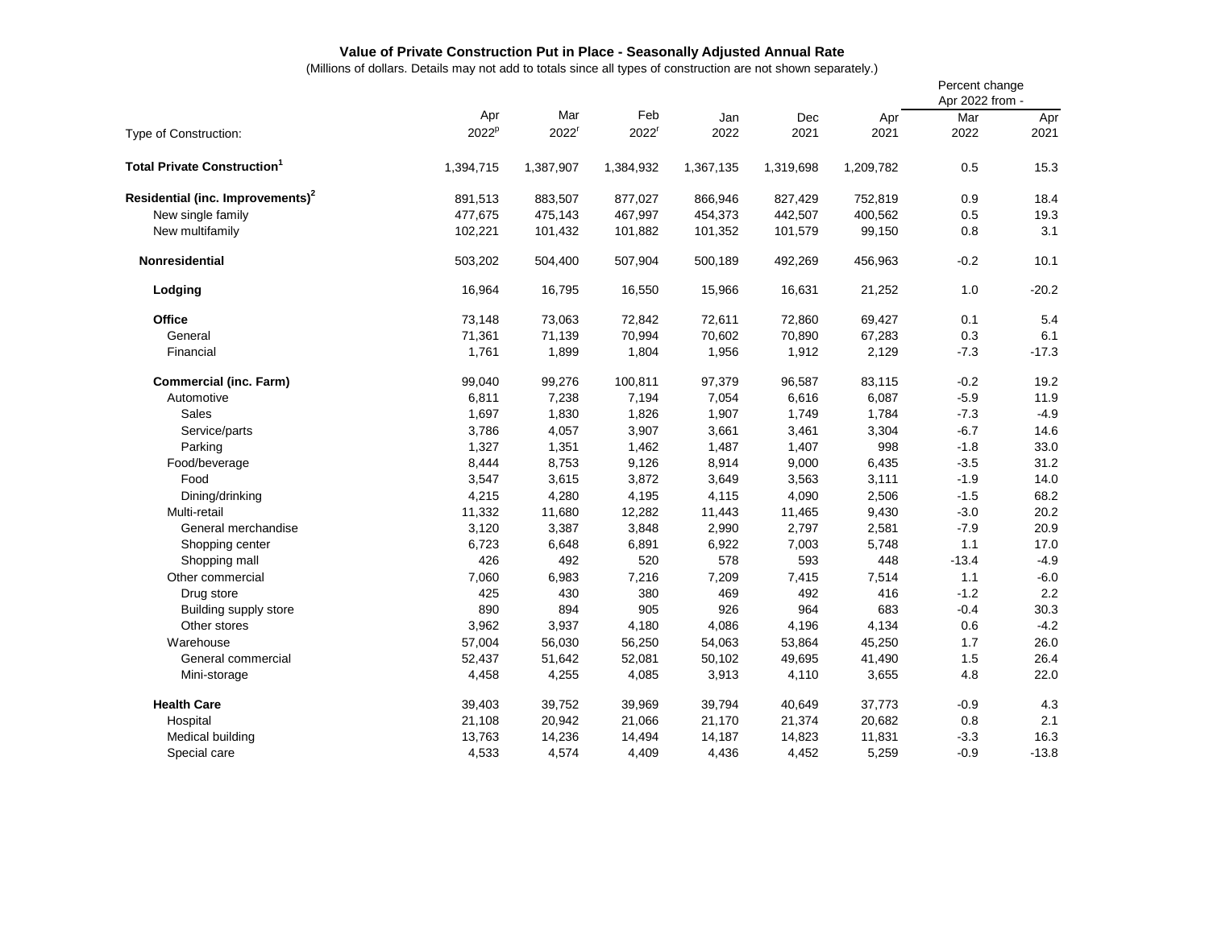# Value of Private Construction Put in Place - Seasonally Adjusted Annual Rate

(Millions of dollars. Details may not add to totals since all types of construction are not shown separately.)

| Type of Construction: | Apr 2022[p] | Mar 2022[r] | Feb 2022[r] | Jan 2022 | Dec 2021 | Apr 2021 | Percent change Apr 2022 from - Mar 2022 | Apr 2021 |
|---|---|---|---|---|---|---|---|---|
| **Total Private Construction[1]** | 1,394,715 | 1,387,907 | 1,384,932 | 1,367,135 | 1,319,698 | 1,209,782 | 0.5 | 15.3 |
| **Residential (inc. Improvements)[2]** | 891,513 | 883,507 | 877,027 | 866,946 | 827,429 | 752,819 | 0.9 | 18.4 |
| New single family | 477,675 | 475,143 | 467,997 | 454,373 | 442,507 | 400,562 | 0.5 | 19.3 |
| New multifamily | 102,221 | 101,432 | 101,882 | 101,352 | 101,579 | 99,150 | 0.8 | 3.1 |
| **Nonresidential** | 503,202 | 504,400 | 507,904 | 500,189 | 492,269 | 456,963 | -0.2 | 10.1 |
| **Lodging** | 16,964 | 16,795 | 16,550 | 15,966 | 16,631 | 21,252 | 1.0 | -20.2 |
| **Office** | 73,148 | 73,063 | 72,842 | 72,611 | 72,860 | 69,427 | 0.1 | 5.4 |
| General | 71,361 | 71,139 | 70,994 | 70,602 | 70,890 | 67,283 | 0.3 | 6.1 |
| Financial | 1,761 | 1,899 | 1,804 | 1,956 | 1,912 | 2,129 | -7.3 | -17.3 |
| **Commercial (inc. Farm)** | 99,040 | 99,276 | 100,811 | 97,379 | 96,587 | 83,115 | -0.2 | 19.2 |
| Automotive | 6,811 | 7,238 | 7,194 | 7,054 | 6,616 | 6,087 | -5.9 | 11.9 |
| Sales | 1,697 | 1,830 | 1,826 | 1,907 | 1,749 | 1,784 | -7.3 | -4.9 |
| Service/parts | 3,786 | 4,057 | 3,907 | 3,661 | 3,461 | 3,304 | -6.7 | 14.6 |
| Parking | 1,327 | 1,351 | 1,462 | 1,487 | 1,407 | 998 | -1.8 | 33.0 |
| Food/beverage | 8,444 | 8,753 | 9,126 | 8,914 | 9,000 | 6,435 | -3.5 | 31.2 |
| Food | 3,547 | 3,615 | 3,872 | 3,649 | 3,563 | 3,111 | -1.9 | 14.0 |
| Dining/drinking | 4,215 | 4,280 | 4,195 | 4,115 | 4,090 | 2,506 | -1.5 | 68.2 |
| Multi-retail | 11,332 | 11,680 | 12,282 | 11,443 | 11,465 | 9,430 | -3.0 | 20.2 |
| General merchandise | 3,120 | 3,387 | 3,848 | 2,990 | 2,797 | 2,581 | -7.9 | 20.9 |
| Shopping center | 6,723 | 6,648 | 6,891 | 6,922 | 7,003 | 5,748 | 1.1 | 17.0 |
| Shopping mall | 426 | 492 | 520 | 578 | 593 | 448 | -13.4 | -4.9 |
| Other commercial | 7,060 | 6,983 | 7,216 | 7,209 | 7,415 | 7,514 | 1.1 | -6.0 |
| Drug store | 425 | 430 | 380 | 469 | 492 | 416 | -1.2 | 2.2 |
| Building supply store | 890 | 894 | 905 | 926 | 964 | 683 | -0.4 | 30.3 |
| Other stores | 3,962 | 3,937 | 4,180 | 4,086 | 4,196 | 4,134 | 0.6 | -4.2 |
| Warehouse | 57,004 | 56,030 | 56,250 | 54,063 | 53,864 | 45,250 | 1.7 | 26.0 |
| General commercial | 52,437 | 51,642 | 52,081 | 50,102 | 49,695 | 41,490 | 1.5 | 26.4 |
| Mini-storage | 4,458 | 4,255 | 4,085 | 3,913 | 4,110 | 3,655 | 4.8 | 22.0 |
| **Health Care** | 39,403 | 39,752 | 39,969 | 39,794 | 40,649 | 37,773 | -0.9 | 4.3 |
| Hospital | 21,108 | 20,942 | 21,066 | 21,170 | 21,374 | 20,682 | 0.8 | 2.1 |
| Medical building | 13,763 | 14,236 | 14,494 | 14,187 | 14,823 | 11,831 | -3.3 | 16.3 |
| Special care | 4,533 | 4,574 | 4,409 | 4,436 | 4,452 | 5,259 | -0.9 | -13.8 |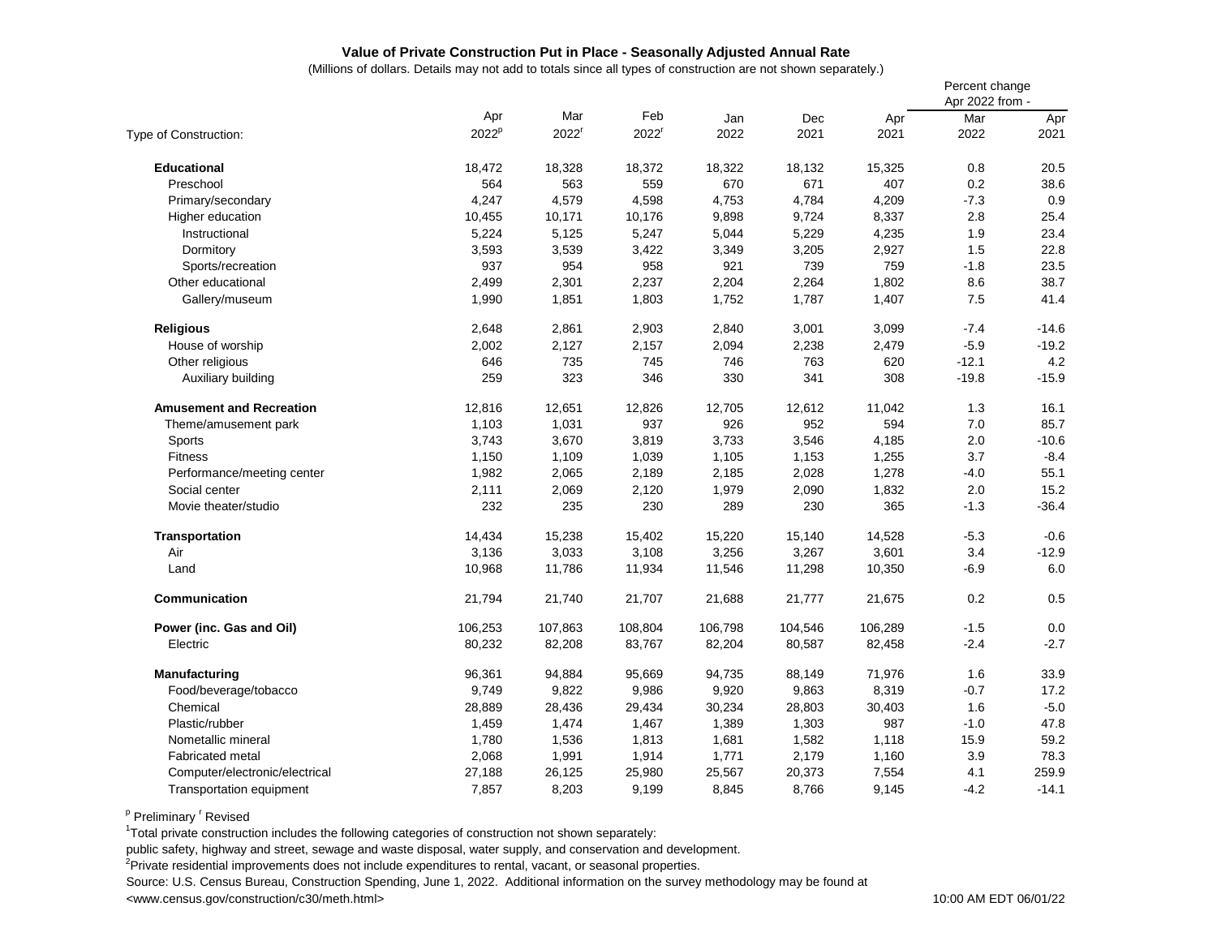## Value of Private Construction Put in Place - Seasonally Adjusted Annual Rate

(Millions of dollars. Details may not add to totals since all types of construction are not shown separately.)

| Type of Construction: | Apr 2022[p] | Mar 2022[r] | Feb 2022[r] | Jan 2022 | Dec 2021 | Apr 2021 | Percent change Apr 2022 from - Mar 2022 | Apr 2021 |
|---|---|---|---|---|---|---|---|---|
| **Educational** | 18,472 | 18,328 | 18,372 | 18,322 | 18,132 | 15,325 | 0.8 | 20.5 |
| Preschool | 564 | 563 | 559 | 670 | 671 | 407 | 0.2 | 38.6 |
| Primary/secondary | 4,247 | 4,579 | 4,598 | 4,753 | 4,784 | 4,209 | -7.3 | 0.9 |
| Higher education | 10,455 | 10,171 | 10,176 | 9,898 | 9,724 | 8,337 | 2.8 | 25.4 |
| Instructional | 5,224 | 5,125 | 5,247 | 5,044 | 5,229 | 4,235 | 1.9 | 23.4 |
| Dormitory | 3,593 | 3,539 | 3,422 | 3,349 | 3,205 | 2,927 | 1.5 | 22.8 |
| Sports/recreation | 937 | 954 | 958 | 921 | 739 | 759 | -1.8 | 23.5 |
| Other educational | 2,499 | 2,301 | 2,237 | 2,204 | 2,264 | 1,802 | 8.6 | 38.7 |
| Gallery/museum | 1,990 | 1,851 | 1,803 | 1,752 | 1,787 | 1,407 | 7.5 | 41.4 |
| **Religious** | 2,648 | 2,861 | 2,903 | 2,840 | 3,001 | 3,099 | -7.4 | -14.6 |
| House of worship | 2,002 | 2,127 | 2,157 | 2,094 | 2,238 | 2,479 | -5.9 | -19.2 |
| Other religious | 646 | 735 | 745 | 746 | 763 | 620 | -12.1 | 4.2 |
| Auxiliary building | 259 | 323 | 346 | 330 | 341 | 308 | -19.8 | -15.9 |
| **Amusement and Recreation** | 12,816 | 12,651 | 12,826 | 12,705 | 12,612 | 11,042 | 1.3 | 16.1 |
| Theme/amusement park | 1,103 | 1,031 | 937 | 926 | 952 | 594 | 7.0 | 85.7 |
| Sports | 3,743 | 3,670 | 3,819 | 3,733 | 3,546 | 4,185 | 2.0 | -10.6 |
| Fitness | 1,150 | 1,109 | 1,039 | 1,105 | 1,153 | 1,255 | 3.7 | -8.4 |
| Performance/meeting center | 1,982 | 2,065 | 2,189 | 2,185 | 2,028 | 1,278 | -4.0 | 55.1 |
| Social center | 2,111 | 2,069 | 2,120 | 1,979 | 2,090 | 1,832 | 2.0 | 15.2 |
| Movie theater/studio | 232 | 235 | 230 | 289 | 230 | 365 | -1.3 | -36.4 |
| **Transportation** | 14,434 | 15,238 | 15,402 | 15,220 | 15,140 | 14,528 | -5.3 | -0.6 |
| Air | 3,136 | 3,033 | 3,108 | 3,256 | 3,267 | 3,601 | 3.4 | -12.9 |
| Land | 10,968 | 11,786 | 11,934 | 11,546 | 11,298 | 10,350 | -6.9 | 6.0 |
| **Communication** | 21,794 | 21,740 | 21,707 | 21,688 | 21,777 | 21,675 | 0.2 | 0.5 |
| **Power (inc. Gas and Oil)** | 106,253 | 107,863 | 108,804 | 106,798 | 104,546 | 106,289 | -1.5 | 0.0 |
| Electric | 80,232 | 82,208 | 83,767 | 82,204 | 80,587 | 82,458 | -2.4 | -2.7 |
| **Manufacturing** | 96,361 | 94,884 | 95,669 | 94,735 | 88,149 | 71,976 | 1.6 | 33.9 |
| Food/beverage/tobacco | 9,749 | 9,822 | 9,986 | 9,920 | 9,863 | 8,319 | -0.7 | 17.2 |
| Chemical | 28,889 | 28,436 | 29,434 | 30,234 | 28,803 | 30,403 | 1.6 | -5.0 |
| Plastic/rubber | 1,459 | 1,474 | 1,467 | 1,389 | 1,303 | 987 | -1.0 | 47.8 |
| Nometallic mineral | 1,780 | 1,536 | 1,813 | 1,681 | 1,582 | 1,118 | 15.9 | 59.2 |
| Fabricated metal | 2,068 | 1,991 | 1,914 | 1,771 | 2,179 | 1,160 | 3.9 | 78.3 |
| Computer/electronic/electrical | 27,188 | 26,125 | 25,980 | 25,567 | 20,373 | 7,554 | 4.1 | 259.9 |
| Transportation equipment | 7,857 | 8,203 | 9,199 | 8,845 | 8,766 | 9,145 | -4.2 | -14.1 |

[p] Preliminary [r] Revised

[1]Total private construction includes the following categories of construction not shown separately:
public safety, highway and street, sewage and waste disposal, water supply, and conservation and development.

[2]Private residential improvements does not include expenditures to rental, vacant, or seasonal properties.

Source: U.S. Census Bureau, Construction Spending, June 1, 2022. Additional information on the survey methodology may be found at <www.census.gov/construction/c30/meth.html>

10:00 AM EDT 06/01/22